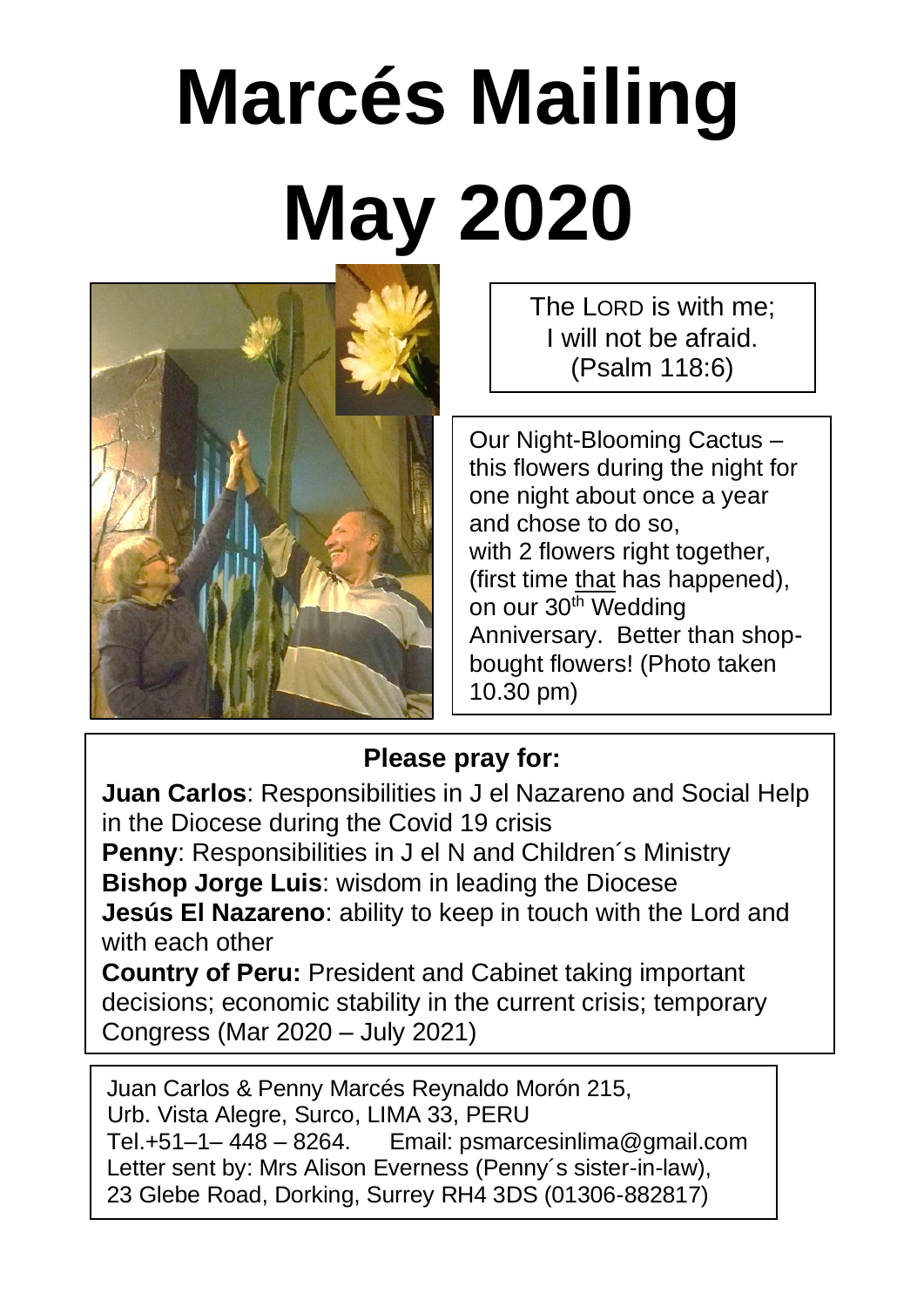# Marcés Mailing May 2020

The LORD is with me;
I will not be afraid.
(Psalm 118:6)

Our Night-Blooming Cactus – this flowers during the night for one night about once a year and chose to do so, with 2 flowers right together, (first time that has happened), on our 30th Wedding Anniversary. Better than shop-bought flowers! (Photo taken 10.30 pm)

**Please pray for:**

**Juan Carlos**: Responsibilities in J el Nazareno and Social Help in the Diocese during the Covid 19 crisis
**Penny**: Responsibilities in J el N and Children´s Ministry
**Bishop Jorge Luis**: wisdom in leading the Diocese
**Jesús El Nazareno**: ability to keep in touch with the Lord and with each other
**Country of Peru:** President and Cabinet taking important decisions; economic stability in the current crisis; temporary Congress (Mar 2020 – July 2021)

Juan Carlos & Penny Marcés Reynaldo Morón 215,
Urb. Vista Alegre, Surco, LIMA 33, PERU
Tel.+51–1– 448 – 8264. Email: psmarcesinlima@gmail.com
Letter sent by: Mrs Alison Everness (Penny´s sister-in-law),
23 Glebe Road, Dorking, Surrey RH4 3DS (01306-882817)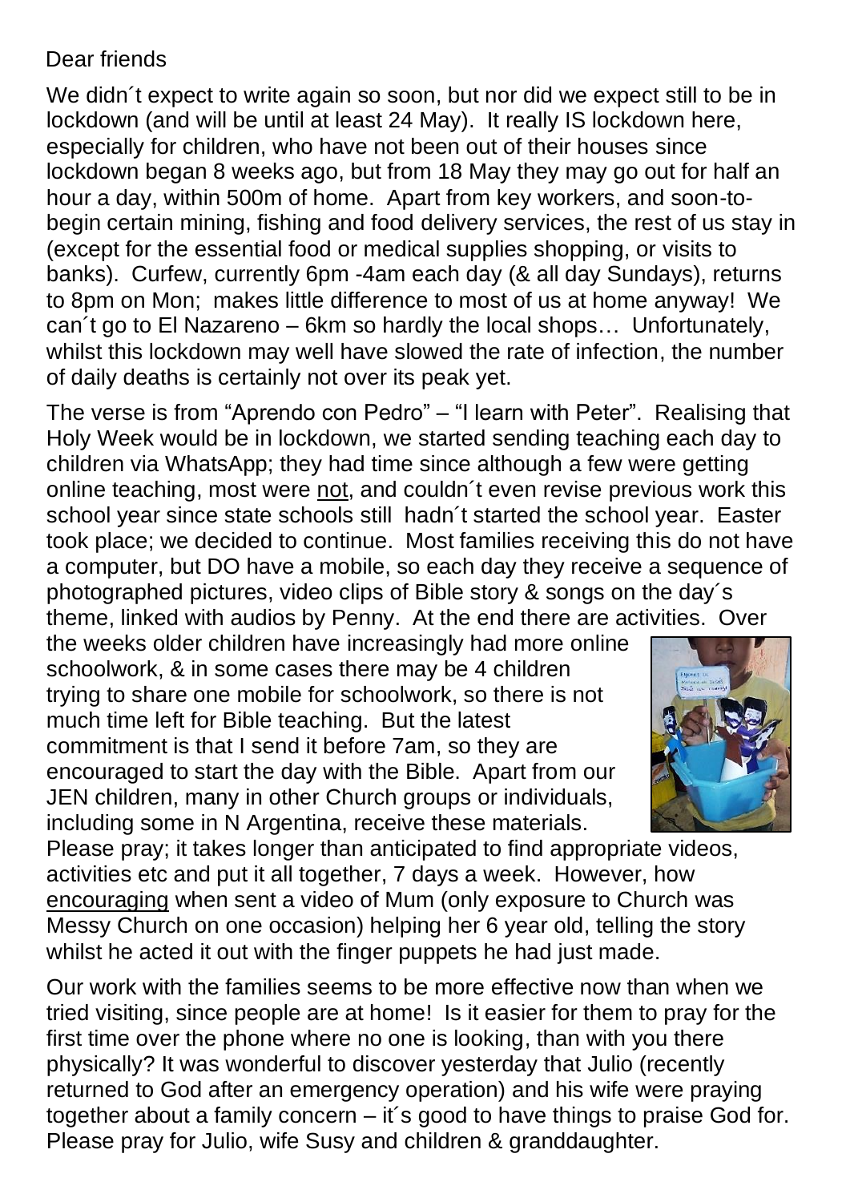Dear friends

We didn´t expect to write again so soon, but nor did we expect still to be in lockdown (and will be until at least 24 May). It really IS lockdown here, especially for children, who have not been out of their houses since lockdown began 8 weeks ago, but from 18 May they may go out for half an hour a day, within 500m of home. Apart from key workers, and soon-to-begin certain mining, fishing and food delivery services, the rest of us stay in (except for the essential food or medical supplies shopping, or visits to banks). Curfew, currently 6pm -4am each day (& all day Sundays), returns to 8pm on Mon; makes little difference to most of us at home anyway! We can´t go to El Nazareno – 6km so hardly the local shops… Unfortunately, whilst this lockdown may well have slowed the rate of infection, the number of daily deaths is certainly not over its peak yet.

The verse is from "Aprendo con Pedro" – "I learn with Peter". Realising that Holy Week would be in lockdown, we started sending teaching each day to children via WhatsApp; they had time since although a few were getting online teaching, most were <u>not</u>, and couldn´t even revise previous work this school year since state schools still hadn´t started the school year. Easter took place; we decided to continue. Most families receiving this do not have a computer, but DO have a mobile, so each day they receive a sequence of photographed pictures, video clips of Bible story & songs on the day´s theme, linked with audios by Penny. At the end there are activities. Over the weeks older children have increasingly had more online schoolwork, & in some cases there may be 4 children trying to share one mobile for schoolwork, so there is not much time left for Bible teaching. But the latest commitment is that I send it before 7am, so they are encouraged to start the day with the Bible. Apart from our JEN children, many in other Church groups or individuals, including some in N Argentina, receive these materials. Please pray; it takes longer than anticipated to find appropriate videos, activities etc and put it all together, 7 days a week. However, how <u>encouraging</u> when sent a video of Mum (only exposure to Church was Messy Church on one occasion) helping her 6 year old, telling the story whilst he acted it out with the finger puppets he had just made.

Our work with the families seems to be more effective now than when we tried visiting, since people are at home! Is it easier for them to pray for the first time over the phone where no one is looking, than with you there physically? It was wonderful to discover yesterday that Julio (recently returned to God after an emergency operation) and his wife were praying together about a family concern – it´s good to have things to praise God for. Please pray for Julio, wife Susy and children & granddaughter.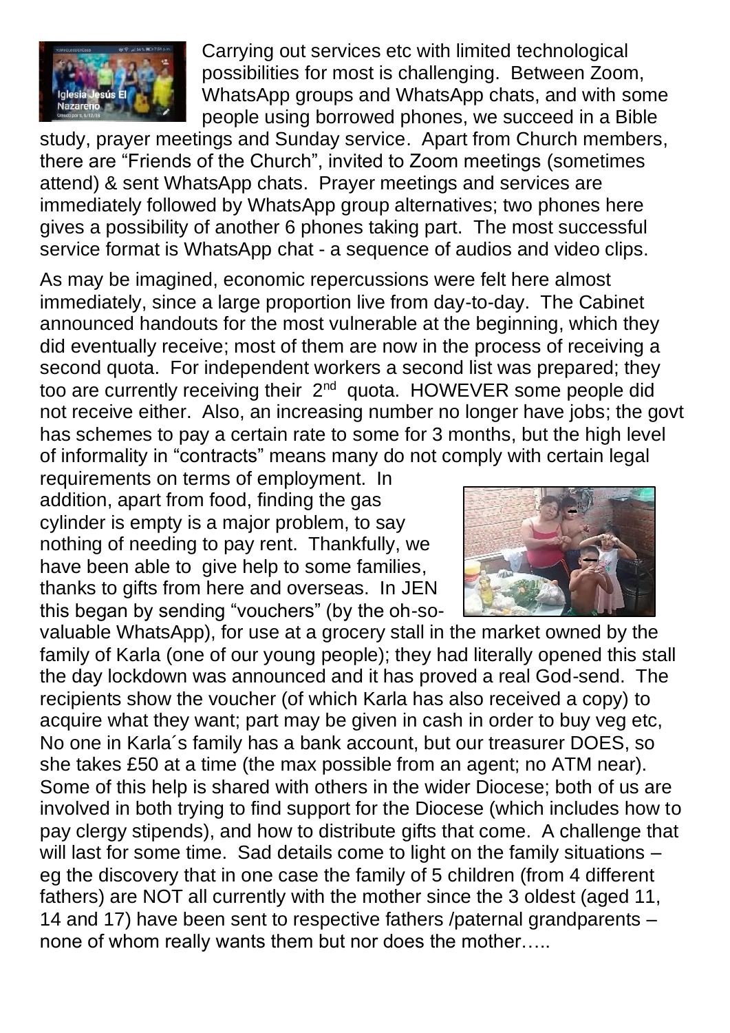Carrying out services etc with limited technological possibilities for most is challenging. Between Zoom, WhatsApp groups and WhatsApp chats, and with some people using borrowed phones, we succeed in a Bible study, prayer meetings and Sunday service. Apart from Church members, there are "Friends of the Church", invited to Zoom meetings (sometimes attend) & sent WhatsApp chats. Prayer meetings and services are immediately followed by WhatsApp group alternatives; two phones here gives a possibility of another 6 phones taking part. The most successful service format is WhatsApp chat - a sequence of audios and video clips.

As may be imagined, economic repercussions were felt here almost immediately, since a large proportion live from day-to-day. The Cabinet announced handouts for the most vulnerable at the beginning, which they did eventually receive; most of them are now in the process of receiving a second quota. For independent workers a second list was prepared; they too are currently receiving their 2nd quota. HOWEVER some people did not receive either. Also, an increasing number no longer have jobs; the govt has schemes to pay a certain rate to some for 3 months, but the high level of informality in "contracts" means many do not comply with certain legal requirements on terms of employment. In addition, apart from food, finding the gas cylinder is empty is a major problem, to say nothing of needing to pay rent. Thankfully, we have been able to give help to some families, thanks to gifts from here and overseas. In JEN this began by sending "vouchers" (by the oh-so-valuable WhatsApp), for use at a grocery stall in the market owned by the family of Karla (one of our young people); they had literally opened this stall the day lockdown was announced and it has proved a real God-send. The recipients show the voucher (of which Karla has also received a copy) to acquire what they want; part may be given in cash in order to buy veg etc, No one in Karla´s family has a bank account, but our treasurer DOES, so she takes £50 at a time (the max possible from an agent; no ATM near). Some of this help is shared with others in the wider Diocese; both of us are involved in both trying to find support for the Diocese (which includes how to pay clergy stipends), and how to distribute gifts that come. A challenge that will last for some time. Sad details come to light on the family situations – eg the discovery that in one case the family of 5 children (from 4 different fathers) are NOT all currently with the mother since the 3 oldest (aged 11, 14 and 17) have been sent to respective fathers /paternal grandparents – none of whom really wants them but nor does the mother…..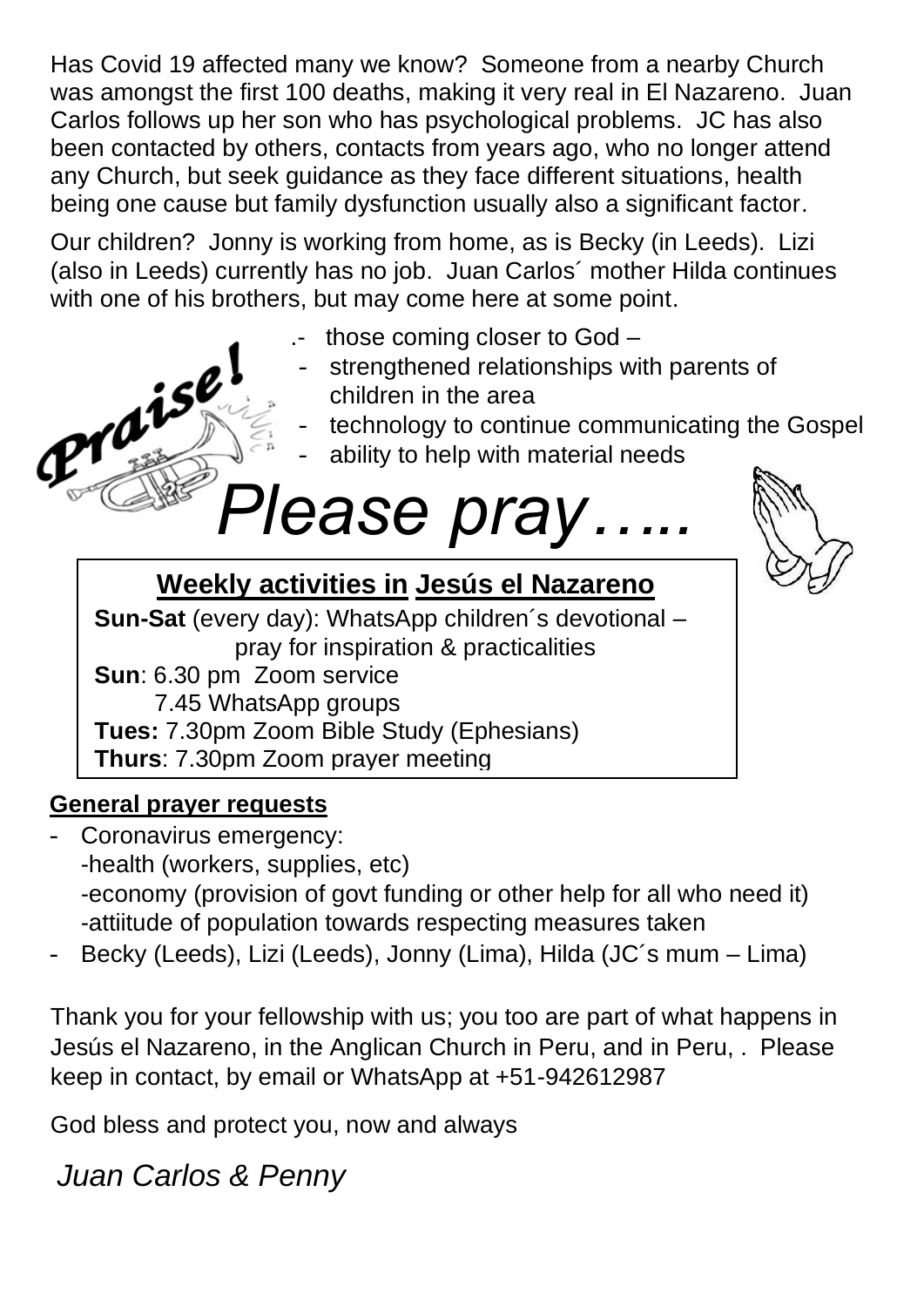Has Covid 19 affected many we know? Someone from a nearby Church was amongst the first 100 deaths, making it very real in El Nazareno. Juan Carlos follows up her son who has psychological problems. JC has also been contacted by others, contacts from years ago, who no longer attend any Church, but seek guidance as they face different situations, health being one cause but family dysfunction usually also a significant factor.

Our children? Jonny is working from home, as is Becky (in Leeds). Lizi (also in Leeds) currently has no job. Juan Carlos´ mother Hilda continues with one of his brothers, but may come here at some point.

Praise!

.- those coming closer to God –
- strengthened relationships with parents of children in the area
- technology to continue communicating the Gospel
- ability to help with material needs

*Please pray…..*

**Weekly activities in Jesús el Nazareno**

**Sun-Sat** (every day): WhatsApp children´s devotional – pray for inspiration & practicalities
**Sun**: 6.30 pm Zoom service
7.45 WhatsApp groups
**Tues:** 7.30pm Zoom Bible Study (Ephesians)
**Thurs**: 7.30pm Zoom prayer meeting

**General prayer requests**

- Coronavirus emergency:
  -health (workers, supplies, etc)
  -economy (provision of govt funding or other help for all who need it)
  -attiitude of population towards respecting measures taken
- Becky (Leeds), Lizi (Leeds), Jonny (Lima), Hilda (JC´s mum – Lima)

Thank you for your fellowship with us; you too are part of what happens in Jesús el Nazareno, in the Anglican Church in Peru, and in Peru, . Please keep in contact, by email or WhatsApp at +51-942612987

God bless and protect you, now and always

*Juan Carlos & Penny*